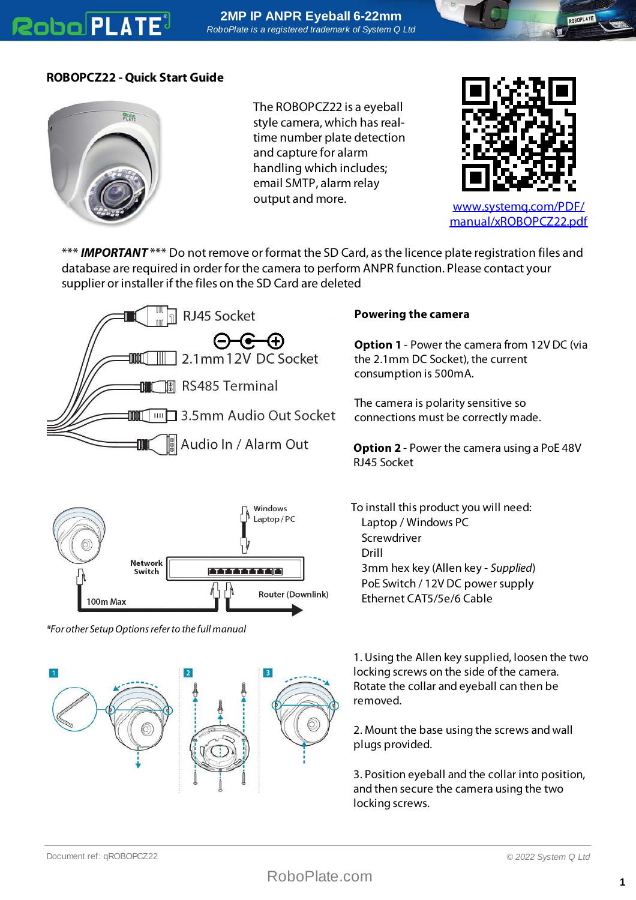# 2MP IP ANPR Eyeball 6-22mm

RoboPlate is a registered trademark of System Q Ltd

## ROBOPCZ22 - Quick Start Guide

The ROBOPCZ22 is a eyeball style camera, which has real-time number plate detection and capture for alarm handling which includes; email SMTP, alarm relay output and more.

www.systemq.com/PDF/manual/xROBOPCZ22.pdf

*** **IMPORTANT** *** Do not remove or format the SD Card, as the licence plate registration files and database are required in order for the camera to perform ANPR function. Please contact your supplier or installer if the files on the SD Card are deleted

- RJ45 Socket
- 2.1mm 12V DC Socket
- RS485 Terminal
- 3.5mm Audio Out Socket
- Audio In / Alarm Out

### Powering the camera

**Option 1** - Power the camera from 12V DC (via the 2.1mm DC Socket), the current consumption is 500mA.

The camera is polarity sensitive so connections must be correctly made.

**Option 2** - Power the camera using a PoE 48V RJ45 Socket

Windows Laptop / PC

Network Switch

100m Max

Router (Downlink)

*For other Setup Options refer to the full manual*

To install this product you will need:

- Laptop / Windows PC
- Screwdriver
- Drill
- 3mm hex key (Allen key - *Supplied*)
- PoE Switch / 12V DC power supply
- Ethernet CAT5/5e/6 Cable

1. Using the Allen key supplied, loosen the two locking screws on the side of the camera. Rotate the collar and eyeball can then be removed.

2. Mount the base using the screws and wall plugs provided.

3. Position eyeball and the collar into position, and then secure the camera using the two locking screws.

Document ref: qROBOPCZ22

© 2022 System Q Ltd

RoboPlate.com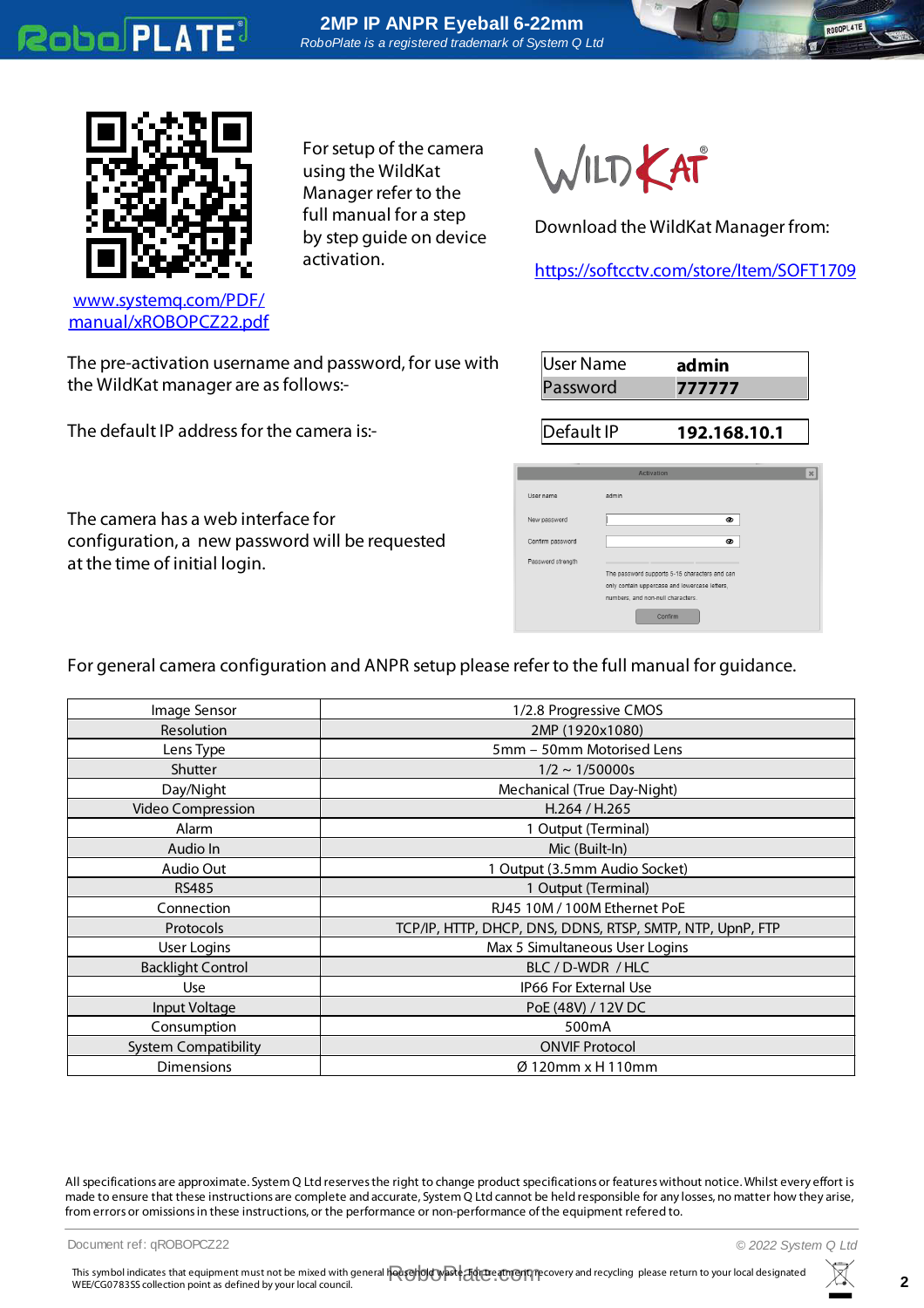For setup of the camera using the WildKat Manager refer to the full manual for a step by step guide on device activation.

[www.systemq.com/PDF/manual/xROBOPCZ22.pdf](www.systemq.com/PDF/manual/xROBOPCZ22.pdf)

Download the WildKat Manager from:

[https://softcctv.com/store/Item/SOFT1709](https://softcctv.com/store/Item/SOFT1709)

The pre-activation username and password, for use with the WildKat manager are as follows:-

| | |
|---|---|
| User Name | **admin** |
| Password | **777777** |

The default IP address for the camera is:-

| | |
|---|---|
| Default IP | **192.168.10.1** |

The camera has a web interface for configuration, a new password will be requested at the time of initial login.

For general camera configuration and ANPR setup please refer to the full manual for guidance.

| | |
|---|---|
| Image Sensor | 1/2.8 Progressive CMOS |
| Resolution | 2MP (1920x1080) |
| Lens Type | 5mm – 50mm Motorised Lens |
| Shutter | 1/2 ~ 1/50000s |
| Day/Night | Mechanical (True Day-Night) |
| Video Compression | H.264 / H.265 |
| Alarm | 1 Output (Terminal) |
| Audio In | Mic (Built-In) |
| Audio Out | 1 Output (3.5mm Audio Socket) |
| RS485 | 1 Output (Terminal) |
| Connection | RJ45 10M / 100M Ethernet PoE |
| Protocols | TCP/IP, HTTP, DHCP, DNS, DDNS, RTSP, SMTP, NTP, UpnP, FTP |
| User Logins | Max 5 Simultaneous User Logins |
| Backlight Control | BLC / D-WDR / HLC |
| Use | IP66 For External Use |
| Input Voltage | PoE (48V) / 12V DC |
| Consumption | 500mA |
| System Compatibility | ONVIF Protocol |
| Dimensions | Ø 120mm x H 110mm |

All specifications are approximate. System Q Ltd reserves the right to change product specifications or features without notice. Whilst every effort is made to ensure that these instructions are complete and accurate, System Q Ltd cannot be held responsible for any losses, no matter how they arise, from errors or omissions in these instructions, or the performance or non-performance of the equipment refered to.

Document ref: qROBOPCZ22

© 2022 System Q Ltd

This symbol indicates that equipment must not be mixed with general household waste. For treatment, recovery and recycling please return to your local designated WEE/CG0783SS collection point as defined by your local council.